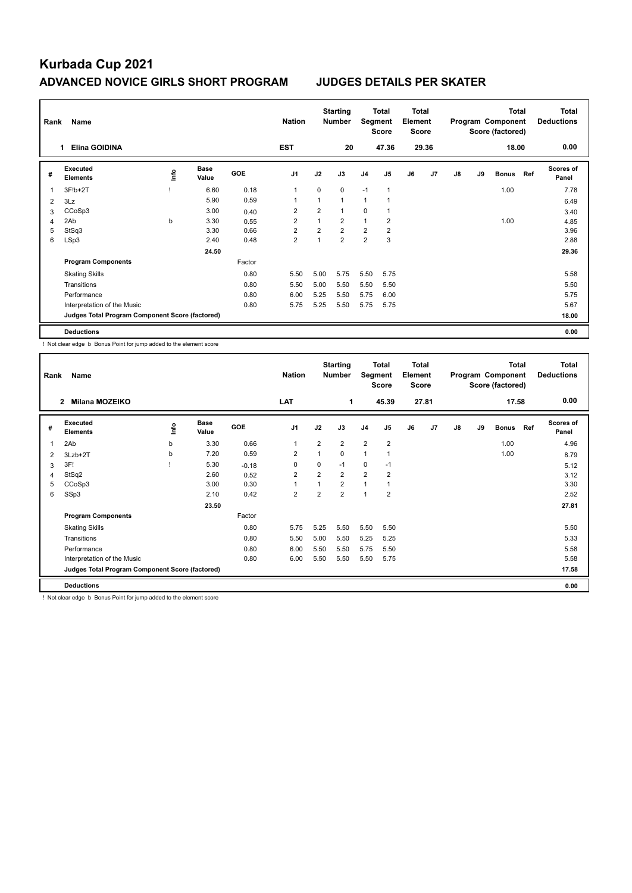# Kurbada Cup 2021

## ADVANCED NOVICE GIRLS SHORT PROGRAM JUDGES DETAILS PER SKATER

| Rank | Name | Nation | Starting Number | Total Segment Score | Total Element Score | Total Program Component Score (factored) | Total Deductions |
|---|---|---|---|---|---|---|---|
| 1 | Elina GOIDINA | EST | 20 | 47.36 | 29.36 | 18.00 | 0.00 |

| # | Executed Elements | Info | Base Value | GOE | J1 | J2 | J3 | J4 | J5 | J6 | J7 | J8 | J9 | Bonus | Ref | Scores of Panel |
|---|---|---|---|---|---|---|---|---|---|---|---|---|---|---|---|---|
| 1 | 3F!b+2T | ! | 6.60 | 0.18 | 1 | 0 | 0 | -1 | 1 | | | | | 1.00 | | 7.78 |
| 2 | 3Lz | | 5.90 | 0.59 | 1 | 1 | 1 | 1 | 1 | | | | | | | 6.49 |
| 3 | CCoSp3 | | 3.00 | 0.40 | 2 | 2 | 1 | 0 | 1 | | | | | | | 3.40 |
| 4 | 2Ab | b | 3.30 | 0.55 | 2 | 1 | 2 | 1 | 2 | | | | | 1.00 | | 4.85 |
| 5 | StSq3 | | 3.30 | 0.66 | 2 | 2 | 2 | 2 | 2 | | | | | | | 3.96 |
| 6 | LSp3 | | 2.40 | 0.48 | 2 | 1 | 2 | 2 | 3 | | | | | | | 2.88 |
| | | | 24.50 | | | | | | | | | | | | | 29.36 |
| | **Program Components** | | | Factor | | | | | | | | | | | | |
| | Skating Skills | | | 0.80 | 5.50 | 5.00 | 5.75 | 5.50 | 5.75 | | | | | | | 5.58 |
| | Transitions | | | 0.80 | 5.50 | 5.00 | 5.50 | 5.50 | 5.50 | | | | | | | 5.50 |
| | Performance | | | 0.80 | 6.00 | 5.25 | 5.50 | 5.75 | 6.00 | | | | | | | 5.75 |
| | Interpretation of the Music | | | 0.80 | 5.75 | 5.25 | 5.50 | 5.75 | 5.75 | | | | | | | 5.67 |
| | **Judges Total Program Component Score (factored)** | | | | | | | | | | | | | | | 18.00 |
| | **Deductions** | | | | | | | | | | | | | | | 0.00 |

! Not clear edge b Bonus Point for jump added to the element score

| Rank | Name | Nation | Starting Number | Total Segment Score | Total Element Score | Total Program Component Score (factored) | Total Deductions |
|---|---|---|---|---|---|---|---|
| 2 | Milana MOZEIKO | LAT | 1 | 45.39 | 27.81 | 17.58 | 0.00 |

| # | Executed Elements | Info | Base Value | GOE | J1 | J2 | J3 | J4 | J5 | J6 | J7 | J8 | J9 | Bonus | Ref | Scores of Panel |
|---|---|---|---|---|---|---|---|---|---|---|---|---|---|---|---|---|
| 1 | 2Ab | b | 3.30 | 0.66 | 1 | 2 | 2 | 2 | 2 | | | | | 1.00 | | 4.96 |
| 2 | 3Lzb+2T | b | 7.20 | 0.59 | 2 | 1 | 0 | 1 | 1 | | | | | 1.00 | | 8.79 |
| 3 | 3F! | ! | 5.30 | -0.18 | 0 | 0 | -1 | 0 | -1 | | | | | | | 5.12 |
| 4 | StSq2 | | 2.60 | 0.52 | 2 | 2 | 2 | 2 | 2 | | | | | | | 3.12 |
| 5 | CCoSp3 | | 3.00 | 0.30 | 1 | 1 | 2 | 1 | 1 | | | | | | | 3.30 |
| 6 | SSp3 | | 2.10 | 0.42 | 2 | 2 | 2 | 1 | 2 | | | | | | | 2.52 |
| | | | 23.50 | | | | | | | | | | | | | 27.81 |
| | **Program Components** | | | Factor | | | | | | | | | | | | |
| | Skating Skills | | | 0.80 | 5.75 | 5.25 | 5.50 | 5.50 | 5.50 | | | | | | | 5.50 |
| | Transitions | | | 0.80 | 5.50 | 5.00 | 5.50 | 5.25 | 5.25 | | | | | | | 5.33 |
| | Performance | | | 0.80 | 6.00 | 5.50 | 5.50 | 5.75 | 5.50 | | | | | | | 5.58 |
| | Interpretation of the Music | | | 0.80 | 6.00 | 5.50 | 5.50 | 5.50 | 5.75 | | | | | | | 5.58 |
| | **Judges Total Program Component Score (factored)** | | | | | | | | | | | | | | | 17.58 |
| | **Deductions** | | | | | | | | | | | | | | | 0.00 |

! Not clear edge b Bonus Point for jump added to the element score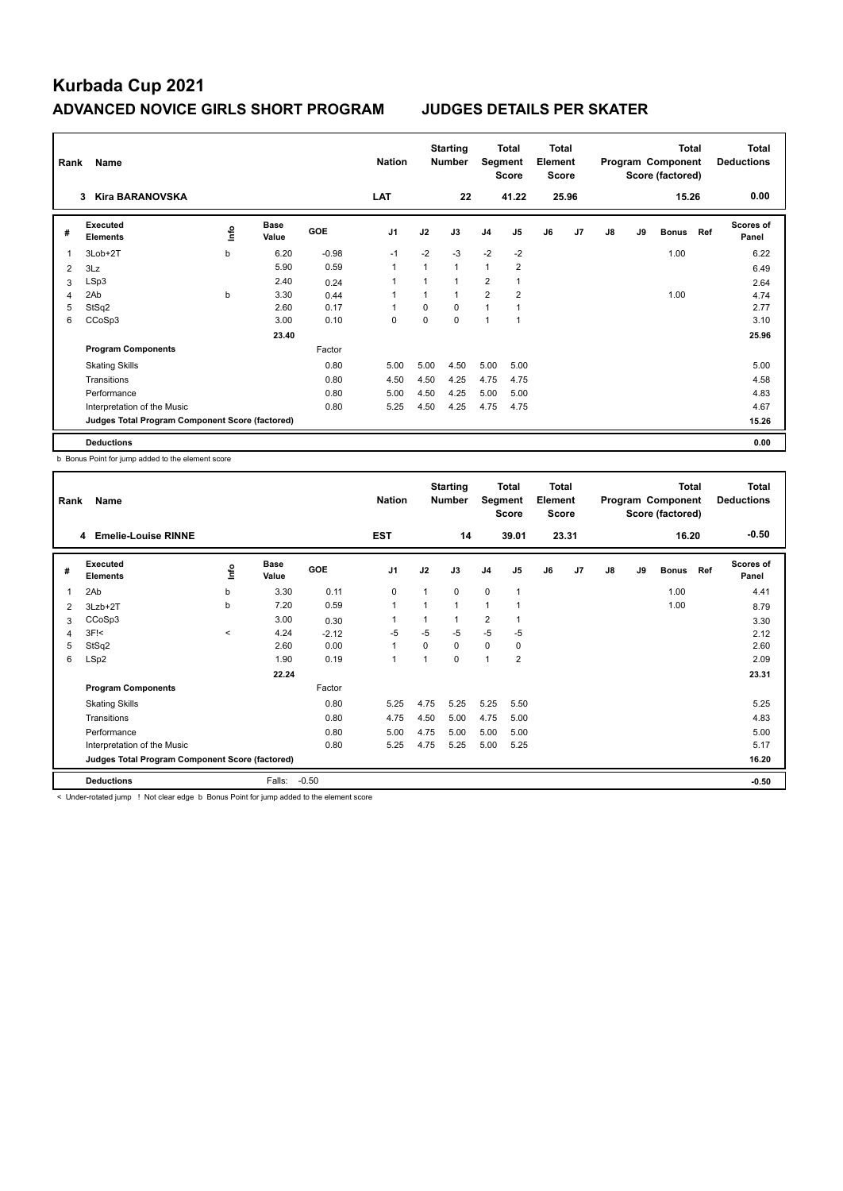# Kurbada Cup 2021

## ADVANCED NOVICE GIRLS SHORT PROGRAM JUDGES DETAILS PER SKATER

| Rank | Name | | | | Nation | | Starting Number | | Total Segment Score | | Total Element Score | | | | Total Program Component Score (factored) | | Total Deductions |
|---|---|---|---|---|---|---|---|---|---|---|---|---|---|---|---|---|---|
| 3 | Kira BARANOVSKA | | | | LAT | | 22 | | 41.22 | | 25.96 | | | | 15.26 | | 0.00 |

| # | Executed Elements | Info | Base Value | GOE | J1 | J2 | J3 | J4 | J5 | J6 | J7 | J8 | J9 | Bonus | Ref | Scores of Panel |
|---|---|---|---|---|---|---|---|---|---|---|---|---|---|---|---|---|
| 1 | 3Lob+2T | b | 6.20 | -0.98 | -1 | -2 | -3 | -2 | -2 | | | | | 1.00 | | 6.22 |
| 2 | 3Lz | | 5.90 | 0.59 | 1 | 1 | 1 | 1 | 2 | | | | | | | 6.49 |
| 3 | LSp3 | | 2.40 | 0.24 | 1 | 1 | 1 | 2 | 1 | | | | | | | 2.64 |
| 4 | 2Ab | b | 3.30 | 0.44 | 1 | 1 | 1 | 2 | 2 | | | | | 1.00 | | 4.74 |
| 5 | StSq2 | | 2.60 | 0.17 | 1 | 0 | 0 | 1 | 1 | | | | | | | 2.77 |
| 6 | CCoSp3 | | 3.00 | 0.10 | 0 | 0 | 0 | 1 | 1 | | | | | | | 3.10 |
| | | | 23.40 | | | | | | | | | | | | | 25.96 |
| | **Program Components** | | | Factor | | | | | | | | | | | | |
| | Skating Skills | | | 0.80 | 5.00 | 5.00 | 4.50 | 5.00 | 5.00 | | | | | | | 5.00 |
| | Transitions | | | 0.80 | 4.50 | 4.50 | 4.25 | 4.75 | 4.75 | | | | | | | 4.58 |
| | Performance | | | 0.80 | 5.00 | 4.50 | 4.25 | 5.00 | 5.00 | | | | | | | 4.83 |
| | Interpretation of the Music | | | 0.80 | 5.25 | 4.50 | 4.25 | 4.75 | 4.75 | | | | | | | 4.67 |
| | **Judges Total Program Component Score (factored)** | | | | | | | | | | | | | | | 15.26 |
| | **Deductions** | | | | | | | | | | | | | | | 0.00 |

b Bonus Point for jump added to the element score

| Rank | Name | | | | Nation | | Starting Number | | Total Segment Score | | Total Element Score | | | | Total Program Component Score (factored) | | Total Deductions |
|---|---|---|---|---|---|---|---|---|---|---|---|---|---|---|---|---|---|
| 4 | Emelie-Louise RINNE | | | | EST | | 14 | | 39.01 | | 23.31 | | | | 16.20 | | -0.50 |

| # | Executed Elements | Info | Base Value | GOE | J1 | J2 | J3 | J4 | J5 | J6 | J7 | J8 | J9 | Bonus | Ref | Scores of Panel |
|---|---|---|---|---|---|---|---|---|---|---|---|---|---|---|---|---|
| 1 | 2Ab | b | 3.30 | 0.11 | 0 | 1 | 0 | 0 | 1 | | | | | 1.00 | | 4.41 |
| 2 | 3Lzb+2T | b | 7.20 | 0.59 | 1 | 1 | 1 | 1 | 1 | | | | | 1.00 | | 8.79 |
| 3 | CCoSp3 | | 3.00 | 0.30 | 1 | 1 | 1 | 2 | 1 | | | | | | | 3.30 |
| 4 | 3F!< | < | 4.24 | -2.12 | -5 | -5 | -5 | -5 | -5 | | | | | | | 2.12 |
| 5 | StSq2 | | 2.60 | 0.00 | 1 | 0 | 0 | 0 | 0 | | | | | | | 2.60 |
| 6 | LSp2 | | 1.90 | 0.19 | 1 | 1 | 0 | 1 | 2 | | | | | | | 2.09 |
| | | | 22.24 | | | | | | | | | | | | | 23.31 |
| | **Program Components** | | | Factor | | | | | | | | | | | | |
| | Skating Skills | | | 0.80 | 5.25 | 4.75 | 5.25 | 5.25 | 5.50 | | | | | | | 5.25 |
| | Transitions | | | 0.80 | 4.75 | 4.50 | 5.00 | 4.75 | 5.00 | | | | | | | 4.83 |
| | Performance | | | 0.80 | 5.00 | 4.75 | 5.00 | 5.00 | 5.00 | | | | | | | 5.00 |
| | Interpretation of the Music | | | 0.80 | 5.25 | 4.75 | 5.25 | 5.00 | 5.25 | | | | | | | 5.17 |
| | **Judges Total Program Component Score (factored)** | | | | | | | | | | | | | | | 16.20 |
| | **Deductions** | | Falls: | -0.50 | | | | | | | | | | | | -0.50 |

< Under-rotated jump ! Not clear edge b Bonus Point for jump added to the element score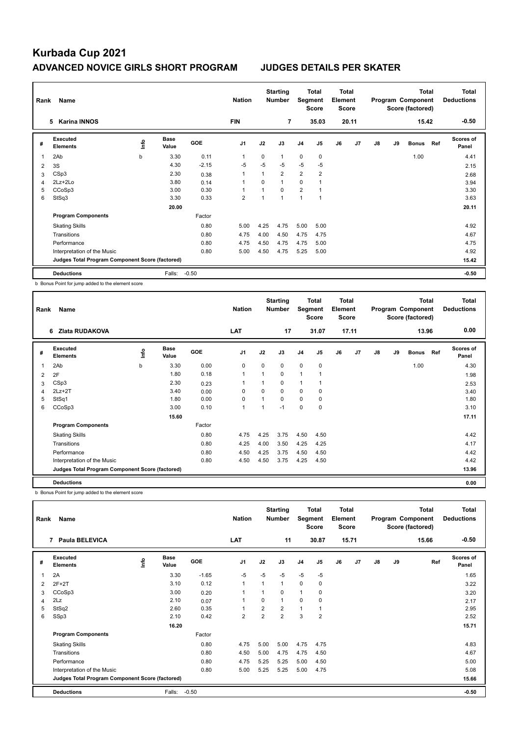# Kurbada Cup 2021

## ADVANCED NOVICE GIRLS SHORT PROGRAM JUDGES DETAILS PER SKATER

| Rank | Name | Nation | Starting Number | Total Segment Score | Total Element Score | Total Program Component Score (factored) | Total Deductions |
|---|---|---|---|---|---|---|---|
| 5 | Karina INNOS | FIN | 7 | 35.03 | 20.11 | 15.42 | -0.50 |

| # | Executed Elements | Info | Base Value | GOE | J1 | J2 | J3 | J4 | J5 | J6 | J7 | J8 | J9 | Bonus | Ref | Scores of Panel |
|---|---|---|---|---|---|---|---|---|---|---|---|---|---|---|---|---|
| 1 | 2Ab | b | 3.30 | 0.11 | 1 | 0 | 1 | 0 | 0 | | | | | 1.00 | | 4.41 |
| 2 | 3S | | 4.30 | -2.15 | -5 | -5 | -5 | -5 | -5 | | | | | | | 2.15 |
| 3 | CSp3 | | 2.30 | 0.38 | 1 | 1 | 2 | 2 | 2 | | | | | | | 2.68 |
| 4 | 2Lz+2Lo | | 3.80 | 0.14 | 1 | 0 | 1 | 0 | 1 | | | | | | | 3.94 |
| 5 | CCoSp3 | | 3.00 | 0.30 | 1 | 1 | 0 | 2 | 1 | | | | | | | 3.30 |
| 6 | StSq3 | | 3.30 | 0.33 | 2 | 1 | 1 | 1 | 1 | | | | | | | 3.63 |
| | | | 20.00 | | | | | | | | | | | | | 20.11 |
| | **Program Components** | | | Factor | | | | | | | | | | | | |
| | Skating Skills | | | 0.80 | 5.00 | 4.25 | 4.75 | 5.00 | 5.00 | | | | | | | 4.92 |
| | Transitions | | | 0.80 | 4.75 | 4.00 | 4.50 | 4.75 | 4.75 | | | | | | | 4.67 |
| | Performance | | | 0.80 | 4.75 | 4.50 | 4.75 | 4.75 | 5.00 | | | | | | | 4.75 |
| | Interpretation of the Music | | | 0.80 | 5.00 | 4.50 | 4.75 | 5.25 | 5.00 | | | | | | | 4.92 |
| | **Judges Total Program Component Score (factored)** | | | | | | | | | | | | | | | 15.42 |
| | **Deductions** | | Falls: | -0.50 | | | | | | | | | | | | -0.50 |

b Bonus Point for jump added to the element score

| Rank | Name | Nation | Starting Number | Total Segment Score | Total Element Score | Total Program Component Score (factored) | Total Deductions |
|---|---|---|---|---|---|---|---|
| 6 | Zlata RUDAKOVA | LAT | 17 | 31.07 | 17.11 | 13.96 | 0.00 |

| # | Executed Elements | Info | Base Value | GOE | J1 | J2 | J3 | J4 | J5 | J6 | J7 | J8 | J9 | Bonus | Ref | Scores of Panel |
|---|---|---|---|---|---|---|---|---|---|---|---|---|---|---|---|---|
| 1 | 2Ab | b | 3.30 | 0.00 | 0 | 0 | 0 | 0 | 0 | | | | | 1.00 | | 4.30 |
| 2 | 2F | | 1.80 | 0.18 | 1 | 1 | 0 | 1 | 1 | | | | | | | 1.98 |
| 3 | CSp3 | | 2.30 | 0.23 | 1 | 1 | 0 | 1 | 1 | | | | | | | 2.53 |
| 4 | 2Lz+2T | | 3.40 | 0.00 | 0 | 0 | 0 | 0 | 0 | | | | | | | 3.40 |
| 5 | StSq1 | | 1.80 | 0.00 | 0 | 1 | 0 | 0 | 0 | | | | | | | 1.80 |
| 6 | CCoSp3 | | 3.00 | 0.10 | 1 | 1 | -1 | 0 | 0 | | | | | | | 3.10 |
| | | | 15.60 | | | | | | | | | | | | | 17.11 |
| | **Program Components** | | | Factor | | | | | | | | | | | | |
| | Skating Skills | | | 0.80 | 4.75 | 4.25 | 3.75 | 4.50 | 4.50 | | | | | | | 4.42 |
| | Transitions | | | 0.80 | 4.25 | 4.00 | 3.50 | 4.25 | 4.25 | | | | | | | 4.17 |
| | Performance | | | 0.80 | 4.50 | 4.25 | 3.75 | 4.50 | 4.50 | | | | | | | 4.42 |
| | Interpretation of the Music | | | 0.80 | 4.50 | 4.50 | 3.75 | 4.25 | 4.50 | | | | | | | 4.42 |
| | **Judges Total Program Component Score (factored)** | | | | | | | | | | | | | | | 13.96 |
| | **Deductions** | | | | | | | | | | | | | | | 0.00 |

b Bonus Point for jump added to the element score

| Rank | Name | Nation | Starting Number | Total Segment Score | Total Element Score | Total Program Component Score (factored) | Total Deductions |
|---|---|---|---|---|---|---|---|
| 7 | Paula BELEVICA | LAT | 11 | 30.87 | 15.71 | 15.66 | -0.50 |

| # | Executed Elements | Info | Base Value | GOE | J1 | J2 | J3 | J4 | J5 | J6 | J7 | J8 | J9 | Ref | Scores of Panel |
|---|---|---|---|---|---|---|---|---|---|---|---|---|---|---|---|
| 1 | 2A | | 3.30 | -1.65 | -5 | -5 | -5 | -5 | -5 | | | | | | 1.65 |
| 2 | 2F+2T | | 3.10 | 0.12 | 1 | 1 | 1 | 0 | 0 | | | | | | 3.22 |
| 3 | CCoSp3 | | 3.00 | 0.20 | 1 | 1 | 0 | 1 | 0 | | | | | | 3.20 |
| 4 | 2Lz | | 2.10 | 0.07 | 1 | 0 | 1 | 0 | 0 | | | | | | 2.17 |
| 5 | StSq2 | | 2.60 | 0.35 | 1 | 2 | 2 | 1 | 1 | | | | | | 2.95 |
| 6 | SSp3 | | 2.10 | 0.42 | 2 | 2 | 2 | 3 | 2 | | | | | | 2.52 |
| | | | 16.20 | | | | | | | | | | | | 15.71 |
| | **Program Components** | | | Factor | | | | | | | | | | | |
| | Skating Skills | | | 0.80 | 4.75 | 5.00 | 5.00 | 4.75 | 4.75 | | | | | | 4.83 |
| | Transitions | | | 0.80 | 4.50 | 5.00 | 4.75 | 4.75 | 4.50 | | | | | | 4.67 |
| | Performance | | | 0.80 | 4.75 | 5.25 | 5.25 | 5.00 | 4.50 | | | | | | 5.00 |
| | Interpretation of the Music | | | 0.80 | 5.00 | 5.25 | 5.25 | 5.00 | 4.75 | | | | | | 5.08 |
| | **Judges Total Program Component Score (factored)** | | | | | | | | | | | | | | 15.66 |
| | **Deductions** | | Falls: | -0.50 | | | | | | | | | | | -0.50 |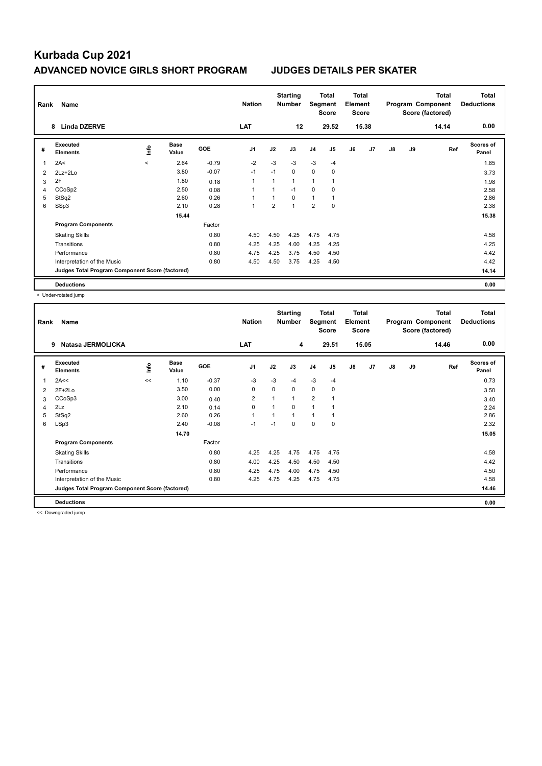# Kurbada Cup 2021

## ADVANCED NOVICE GIRLS SHORT PROGRAM JUDGES DETAILS PER SKATER

| Rank | Name | Nation | Starting Number | Total Segment Score | Total Element Score | Total Program Component Score (factored) | Total Deductions |
|---|---|---|---|---|---|---|---|
| 8 | Linda DZERVE | LAT | 12 | 29.52 | 15.38 | 14.14 | 0.00 |

| # | Executed Elements | Info | Base Value | GOE | J1 | J2 | J3 | J4 | J5 | J6 | J7 | J8 | J9 | Ref | Scores of Panel |
|---|---|---|---|---|---|---|---|---|---|---|---|---|---|---|---|
| 1 | 2A< | < | 2.64 | -0.79 | -2 | -3 | -3 | -3 | -4 | | | | | | 1.85 |
| 2 | 2Lz+2Lo | | 3.80 | -0.07 | -1 | -1 | 0 | 0 | 0 | | | | | | 3.73 |
| 3 | 2F | | 1.80 | 0.18 | 1 | 1 | 1 | 1 | 1 | | | | | | 1.98 |
| 4 | CCoSp2 | | 2.50 | 0.08 | 1 | 1 | -1 | 0 | 0 | | | | | | 2.58 |
| 5 | StSq2 | | 2.60 | 0.26 | 1 | 1 | 0 | 1 | 1 | | | | | | 2.86 |
| 6 | SSp3 | | 2.10 | 0.28 | 1 | 2 | 1 | 2 | 0 | | | | | | 2.38 |
| | | | 15.44 | | | | | | | | | | | | 15.38 |
| | **Program Components** | | | Factor | | | | | | | | | | | |
| | Skating Skills | | | 0.80 | 4.50 | 4.50 | 4.25 | 4.75 | 4.75 | | | | | | 4.58 |
| | Transitions | | | 0.80 | 4.25 | 4.25 | 4.00 | 4.25 | 4.25 | | | | | | 4.25 |
| | Performance | | | 0.80 | 4.75 | 4.25 | 3.75 | 4.50 | 4.50 | | | | | | 4.42 |
| | Interpretation of the Music | | | 0.80 | 4.50 | 4.50 | 3.75 | 4.25 | 4.50 | | | | | | 4.42 |
| | **Judges Total Program Component Score (factored)** | | | | | | | | | | | | | | 14.14 |
| | **Deductions** | | | | | | | | | | | | | | 0.00 |

< Under-rotated jump

| Rank | Name | Nation | Starting Number | Total Segment Score | Total Element Score | Total Program Component Score (factored) | Total Deductions |
|---|---|---|---|---|---|---|---|
| 9 | Natasa JERMOLICKA | LAT | 4 | 29.51 | 15.05 | 14.46 | 0.00 |

| # | Executed Elements | Info | Base Value | GOE | J1 | J2 | J3 | J4 | J5 | J6 | J7 | J8 | J9 | Ref | Scores of Panel |
|---|---|---|---|---|---|---|---|---|---|---|---|---|---|---|---|
| 1 | 2A<< | << | 1.10 | -0.37 | -3 | -3 | -4 | -3 | -4 | | | | | | 0.73 |
| 2 | 2F+2Lo | | 3.50 | 0.00 | 0 | 0 | 0 | 0 | 0 | | | | | | 3.50 |
| 3 | CCoSp3 | | 3.00 | 0.40 | 2 | 1 | 1 | 2 | 1 | | | | | | 3.40 |
| 4 | 2Lz | | 2.10 | 0.14 | 0 | 1 | 0 | 1 | 1 | | | | | | 2.24 |
| 5 | StSq2 | | 2.60 | 0.26 | 1 | 1 | 1 | 1 | 1 | | | | | | 2.86 |
| 6 | LSp3 | | 2.40 | -0.08 | -1 | -1 | 0 | 0 | 0 | | | | | | 2.32 |
| | | | 14.70 | | | | | | | | | | | | 15.05 |
| | **Program Components** | | | Factor | | | | | | | | | | | |
| | Skating Skills | | | 0.80 | 4.25 | 4.25 | 4.75 | 4.75 | 4.75 | | | | | | 4.58 |
| | Transitions | | | 0.80 | 4.00 | 4.25 | 4.50 | 4.50 | 4.50 | | | | | | 4.42 |
| | Performance | | | 0.80 | 4.25 | 4.75 | 4.00 | 4.75 | 4.50 | | | | | | 4.50 |
| | Interpretation of the Music | | | 0.80 | 4.25 | 4.75 | 4.25 | 4.75 | 4.75 | | | | | | 4.58 |
| | **Judges Total Program Component Score (factored)** | | | | | | | | | | | | | | 14.46 |
| | **Deductions** | | | | | | | | | | | | | | 0.00 |

<< Downgraded jump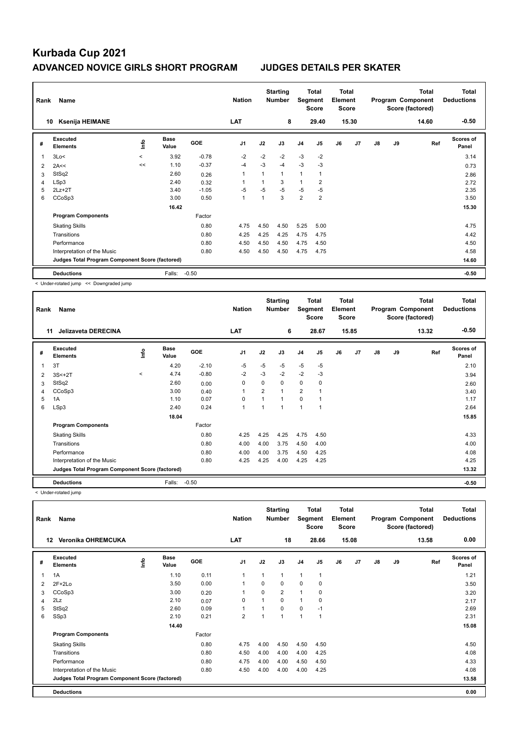# Kurbada Cup 2021

## ADVANCED NOVICE GIRLS SHORT PROGRAM JUDGES DETAILS PER SKATER

| Rank | Name | Nation | Starting Number | Total Segment Score | Total Element Score | Total Program Component Score (factored) | Total Deductions |
|---|---|---|---|---|---|---|---|
| 10 | Ksenija HEIMANE | LAT | 8 | 29.40 | 15.30 | 14.60 | -0.50 |

| # | Executed Elements | Info | Base Value | GOE | J1 | J2 | J3 | J4 | J5 | J6 | J7 | J8 | J9 | Ref | Scores of Panel |
|---|---|---|---|---|---|---|---|---|---|---|---|---|---|---|---|
| 1 | 3Lo< | < | 3.92 | -0.78 | -2 | -2 | -2 | -3 | -2 | | | | | | 3.14 |
| 2 | 2A<< | << | 1.10 | -0.37 | -4 | -3 | -4 | -3 | -3 | | | | | | 0.73 |
| 3 | StSq2 | | 2.60 | 0.26 | 1 | 1 | 1 | 1 | 1 | | | | | | 2.86 |
| 4 | LSp3 | | 2.40 | 0.32 | 1 | 1 | 3 | 1 | 2 | | | | | | 2.72 |
| 5 | 2Lz+2T | | 3.40 | -1.05 | -5 | -5 | -5 | -5 | -5 | | | | | | 2.35 |
| 6 | CCoSp3 | | 3.00 | 0.50 | 1 | 1 | 3 | 2 | 2 | | | | | | 3.50 |
| | | | 16.42 | | | | | | | | | | | | 15.30 |
| | **Program Components** | | | Factor | | | | | | | | | | | |
| | Skating Skills | | | 0.80 | 4.75 | 4.50 | 4.50 | 5.25 | 5.00 | | | | | | 4.75 |
| | Transitions | | | 0.80 | 4.25 | 4.25 | 4.25 | 4.75 | 4.75 | | | | | | 4.42 |
| | Performance | | | 0.80 | 4.50 | 4.50 | 4.50 | 4.75 | 4.50 | | | | | | 4.50 |
| | Interpretation of the Music | | | 0.80 | 4.50 | 4.50 | 4.50 | 4.75 | 4.75 | | | | | | 4.58 |
| | **Judges Total Program Component Score (factored)** | | | | | | | | | | | | | | 14.60 |
| | **Deductions** | | Falls: | -0.50 | | | | | | | | | | | -0.50 |

< Under-rotated jump << Downgraded jump

| Rank | Name | Nation | Starting Number | Total Segment Score | Total Element Score | Total Program Component Score (factored) | Total Deductions |
|---|---|---|---|---|---|---|---|
| 11 | Jelizaveta DERECINA | LAT | 6 | 28.67 | 15.85 | 13.32 | -0.50 |

| # | Executed Elements | Info | Base Value | GOE | J1 | J2 | J3 | J4 | J5 | J6 | J7 | J8 | J9 | Ref | Scores of Panel |
|---|---|---|---|---|---|---|---|---|---|---|---|---|---|---|---|
| 1 | 3T | | 4.20 | -2.10 | -5 | -5 | -5 | -5 | -5 | | | | | | 2.10 |
| 2 | 3S<+2T | < | 4.74 | -0.80 | -2 | -3 | -2 | -2 | -3 | | | | | | 3.94 |
| 3 | StSq2 | | 2.60 | 0.00 | 0 | 0 | 0 | 0 | 0 | | | | | | 2.60 |
| 4 | CCoSp3 | | 3.00 | 0.40 | 1 | 2 | 1 | 2 | 1 | | | | | | 3.40 |
| 5 | 1A | | 1.10 | 0.07 | 0 | 1 | 1 | 0 | 1 | | | | | | 1.17 |
| 6 | LSp3 | | 2.40 | 0.24 | 1 | 1 | 1 | 1 | 1 | | | | | | 2.64 |
| | | | 18.04 | | | | | | | | | | | | 15.85 |
| | **Program Components** | | | Factor | | | | | | | | | | | |
| | Skating Skills | | | 0.80 | 4.25 | 4.25 | 4.25 | 4.75 | 4.50 | | | | | | 4.33 |
| | Transitions | | | 0.80 | 4.00 | 4.00 | 3.75 | 4.50 | 4.00 | | | | | | 4.00 |
| | Performance | | | 0.80 | 4.00 | 4.00 | 3.75 | 4.50 | 4.25 | | | | | | 4.08 |
| | Interpretation of the Music | | | 0.80 | 4.25 | 4.25 | 4.00 | 4.25 | 4.25 | | | | | | 4.25 |
| | **Judges Total Program Component Score (factored)** | | | | | | | | | | | | | | 13.32 |
| | **Deductions** | | Falls: | -0.50 | | | | | | | | | | | -0.50 |

< Under-rotated jump

| Rank | Name | Nation | Starting Number | Total Segment Score | Total Element Score | Total Program Component Score (factored) | Total Deductions |
|---|---|---|---|---|---|---|---|
| 12 | Veronika OHREMCUKA | LAT | 18 | 28.66 | 15.08 | 13.58 | 0.00 |

| # | Executed Elements | Info | Base Value | GOE | J1 | J2 | J3 | J4 | J5 | J6 | J7 | J8 | J9 | Ref | Scores of Panel |
|---|---|---|---|---|---|---|---|---|---|---|---|---|---|---|---|
| 1 | 1A | | 1.10 | 0.11 | 1 | 1 | 1 | 1 | 1 | | | | | | 1.21 |
| 2 | 2F+2Lo | | 3.50 | 0.00 | 1 | 0 | 0 | 0 | 0 | | | | | | 3.50 |
| 3 | CCoSp3 | | 3.00 | 0.20 | 1 | 0 | 2 | 1 | 0 | | | | | | 3.20 |
| 4 | 2Lz | | 2.10 | 0.07 | 0 | 1 | 0 | 1 | 0 | | | | | | 2.17 |
| 5 | StSq2 | | 2.60 | 0.09 | 1 | 1 | 0 | 0 | -1 | | | | | | 2.69 |
| 6 | SSp3 | | 2.10 | 0.21 | 2 | 1 | 1 | 1 | 1 | | | | | | 2.31 |
| | | | 14.40 | | | | | | | | | | | | 15.08 |
| | **Program Components** | | | Factor | | | | | | | | | | | |
| | Skating Skills | | | 0.80 | 4.75 | 4.00 | 4.50 | 4.50 | 4.50 | | | | | | 4.50 |
| | Transitions | | | 0.80 | 4.50 | 4.00 | 4.00 | 4.00 | 4.25 | | | | | | 4.08 |
| | Performance | | | 0.80 | 4.75 | 4.00 | 4.00 | 4.50 | 4.50 | | | | | | 4.33 |
| | Interpretation of the Music | | | 0.80 | 4.50 | 4.00 | 4.00 | 4.00 | 4.25 | | | | | | 4.08 |
| | **Judges Total Program Component Score (factored)** | | | | | | | | | | | | | | 13.58 |
| | **Deductions** | | | | | | | | | | | | | | 0.00 |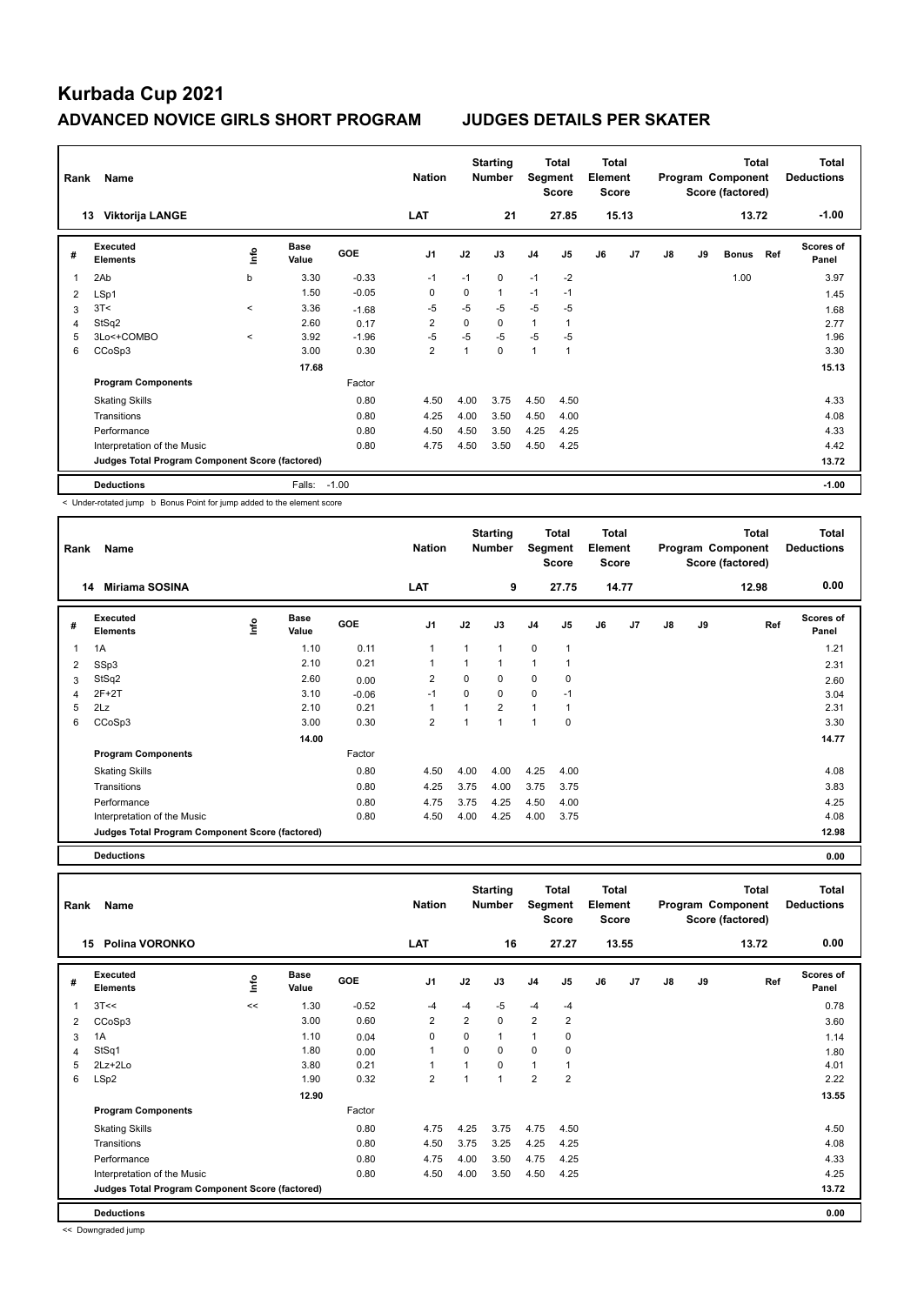# Kurbada Cup 2021

## ADVANCED NOVICE GIRLS SHORT PROGRAM — JUDGES DETAILS PER SKATER

| Rank | Name | Nation | Starting Number | Total Segment Score | Total Element Score | Total Program Component Score (factored) | Total Deductions |
|---|---|---|---|---|---|---|---|
| 13 | Viktorija LANGE | LAT | 21 | 27.85 | 15.13 | 13.72 | -1.00 |

| # | Executed Elements | Info | Base Value | GOE | J1 | J2 | J3 | J4 | J5 | J6 | J7 | J8 | J9 | Bonus | Ref | Scores of Panel |
|---|---|---|---|---|---|---|---|---|---|---|---|---|---|---|---|---|
| 1 | 2Ab | b | 3.30 | -0.33 | -1 | -1 | 0 | -1 | -2 | | | | | 1.00 | | 3.97 |
| 2 | LSp1 | | 1.50 | -0.05 | 0 | 0 | 1 | -1 | -1 | | | | | | | 1.45 |
| 3 | 3T< | < | 3.36 | -1.68 | -5 | -5 | -5 | -5 | -5 | | | | | | | 1.68 |
| 4 | StSq2 | | 2.60 | 0.17 | 2 | 0 | 0 | 1 | 1 | | | | | | | 2.77 |
| 5 | 3Lo<+COMBO | < | 3.92 | -1.96 | -5 | -5 | -5 | -5 | -5 | | | | | | | 1.96 |
| 6 | CCoSp3 | | 3.00 | 0.30 | 2 | 1 | 0 | 1 | 1 | | | | | | | 3.30 |
| | | | 17.68 | | | | | | | | | | | | | 15.13 |
| | **Program Components** | | | Factor | | | | | | | | | | | | |
| | Skating Skills | | | 0.80 | 4.50 | 4.00 | 3.75 | 4.50 | 4.50 | | | | | | | 4.33 |
| | Transitions | | | 0.80 | 4.25 | 4.00 | 3.50 | 4.50 | 4.00 | | | | | | | 4.08 |
| | Performance | | | 0.80 | 4.50 | 4.50 | 3.50 | 4.25 | 4.25 | | | | | | | 4.33 |
| | Interpretation of the Music | | | 0.80 | 4.75 | 4.50 | 3.50 | 4.50 | 4.25 | | | | | | | 4.42 |
| | **Judges Total Program Component Score (factored)** | | | | | | | | | | | | | | | 13.72 |
| | **Deductions** | | Falls: | -1.00 | | | | | | | | | | | | -1.00 |

< Under-rotated jump b Bonus Point for jump added to the element score

| Rank | Name | Nation | Starting Number | Total Segment Score | Total Element Score | Total Program Component Score (factored) | Total Deductions |
|---|---|---|---|---|---|---|---|
| 14 | Miriama SOSINA | LAT | 9 | 27.75 | 14.77 | 12.98 | 0.00 |

| # | Executed Elements | Info | Base Value | GOE | J1 | J2 | J3 | J4 | J5 | J6 | J7 | J8 | J9 | Ref | Scores of Panel |
|---|---|---|---|---|---|---|---|---|---|---|---|---|---|---|---|
| 1 | 1A | | 1.10 | 0.11 | 1 | 1 | 1 | 0 | 1 | | | | | | 1.21 |
| 2 | SSp3 | | 2.10 | 0.21 | 1 | 1 | 1 | 1 | 1 | | | | | | 2.31 |
| 3 | StSq2 | | 2.60 | 0.00 | 2 | 0 | 0 | 0 | 0 | | | | | | 2.60 |
| 4 | 2F+2T | | 3.10 | -0.06 | -1 | 0 | 0 | 0 | -1 | | | | | | 3.04 |
| 5 | 2Lz | | 2.10 | 0.21 | 1 | 1 | 2 | 1 | 1 | | | | | | 2.31 |
| 6 | CCoSp3 | | 3.00 | 0.30 | 2 | 1 | 1 | 1 | 0 | | | | | | 3.30 |
| | | | 14.00 | | | | | | | | | | | | 14.77 |
| | **Program Components** | | | Factor | | | | | | | | | | | |
| | Skating Skills | | | 0.80 | 4.50 | 4.00 | 4.00 | 4.25 | 4.00 | | | | | | 4.08 |
| | Transitions | | | 0.80 | 4.25 | 3.75 | 4.00 | 3.75 | 3.75 | | | | | | 3.83 |
| | Performance | | | 0.80 | 4.75 | 3.75 | 4.25 | 4.50 | 4.00 | | | | | | 4.25 |
| | Interpretation of the Music | | | 0.80 | 4.50 | 4.00 | 4.25 | 4.00 | 3.75 | | | | | | 4.08 |
| | **Judges Total Program Component Score (factored)** | | | | | | | | | | | | | | 12.98 |
| | **Deductions** | | | | | | | | | | | | | | 0.00 |

| Rank | Name | Nation | Starting Number | Total Segment Score | Total Element Score | Total Program Component Score (factored) | Total Deductions |
|---|---|---|---|---|---|---|---|
| 15 | Polina VORONKO | LAT | 16 | 27.27 | 13.55 | 13.72 | 0.00 |

| # | Executed Elements | Info | Base Value | GOE | J1 | J2 | J3 | J4 | J5 | J6 | J7 | J8 | J9 | Ref | Scores of Panel |
|---|---|---|---|---|---|---|---|---|---|---|---|---|---|---|---|
| 1 | 3T<< | << | 1.30 | -0.52 | -4 | -4 | -5 | -4 | -4 | | | | | | 0.78 |
| 2 | CCoSp3 | | 3.00 | 0.60 | 2 | 2 | 0 | 2 | 2 | | | | | | 3.60 |
| 3 | 1A | | 1.10 | 0.04 | 0 | 0 | 1 | 1 | 0 | | | | | | 1.14 |
| 4 | StSq1 | | 1.80 | 0.00 | 1 | 0 | 0 | 0 | 0 | | | | | | 1.80 |
| 5 | 2Lz+2Lo | | 3.80 | 0.21 | 1 | 1 | 0 | 1 | 1 | | | | | | 4.01 |
| 6 | LSp2 | | 1.90 | 0.32 | 2 | 1 | 1 | 2 | 2 | | | | | | 2.22 |
| | | | 12.90 | | | | | | | | | | | | 13.55 |
| | **Program Components** | | | Factor | | | | | | | | | | | |
| | Skating Skills | | | 0.80 | 4.75 | 4.25 | 3.75 | 4.75 | 4.50 | | | | | | 4.50 |
| | Transitions | | | 0.80 | 4.50 | 3.75 | 3.25 | 4.25 | 4.25 | | | | | | 4.08 |
| | Performance | | | 0.80 | 4.75 | 4.00 | 3.50 | 4.75 | 4.25 | | | | | | 4.33 |
| | Interpretation of the Music | | | 0.80 | 4.50 | 4.00 | 3.50 | 4.50 | 4.25 | | | | | | 4.25 |
| | **Judges Total Program Component Score (factored)** | | | | | | | | | | | | | | 13.72 |
| | **Deductions** | | | | | | | | | | | | | | 0.00 |

<< Downgraded jump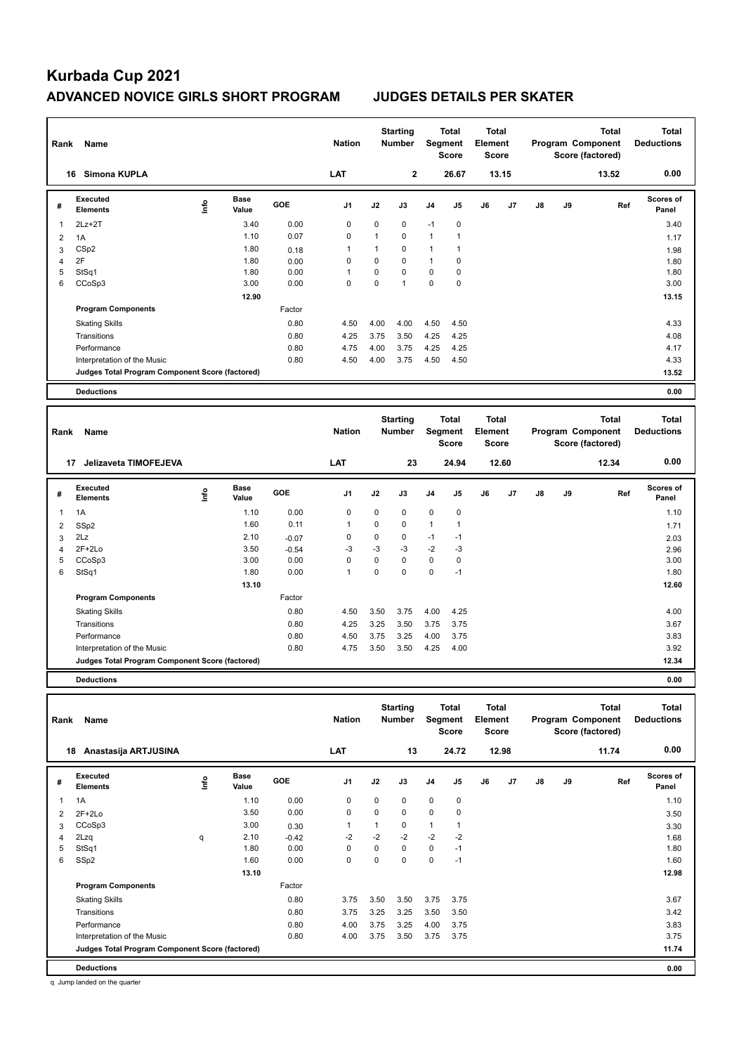# Kurbada Cup 2021

## ADVANCED NOVICE GIRLS SHORT PROGRAM JUDGES DETAILS PER SKATER

| Rank | Name | Nation | Starting Number | Total Segment Score | Total Element Score | Total Program Component Score (factored) | Total Deductions |
|---|---|---|---|---|---|---|---|
| 16 | Simona KUPLA | LAT | 2 | 26.67 | 13.15 | 13.52 | 0.00 |

| # | Executed Elements | Info | Base Value | GOE | J1 | J2 | J3 | J4 | J5 | J6 | J7 | J8 | J9 | Ref | Scores of Panel |
|---|---|---|---|---|---|---|---|---|---|---|---|---|---|---|---|
| 1 | 2Lz+2T | | 3.40 | 0.00 | 0 | 0 | 0 | -1 | 0 | | | | | | 3.40 |
| 2 | 1A | | 1.10 | 0.07 | 0 | 1 | 0 | 1 | 1 | | | | | | 1.17 |
| 3 | CSp2 | | 1.80 | 0.18 | 1 | 1 | 0 | 1 | 1 | | | | | | 1.98 |
| 4 | 2F | | 1.80 | 0.00 | 0 | 0 | 0 | 1 | 0 | | | | | | 1.80 |
| 5 | StSq1 | | 1.80 | 0.00 | 1 | 0 | 0 | 0 | 0 | | | | | | 1.80 |
| 6 | CCoSp3 | | 3.00 | 0.00 | 0 | 0 | 1 | 0 | 0 | | | | | | 3.00 |
| | | | 12.90 | | | | | | | | | | | | 13.15 |
| | **Program Components** | | | Factor | | | | | | | | | | | |
| | Skating Skills | | | 0.80 | 4.50 | 4.00 | 4.00 | 4.50 | 4.50 | | | | | | 4.33 |
| | Transitions | | | 0.80 | 4.25 | 3.75 | 3.50 | 4.25 | 4.25 | | | | | | 4.08 |
| | Performance | | | 0.80 | 4.75 | 4.00 | 3.75 | 4.25 | 4.25 | | | | | | 4.17 |
| | Interpretation of the Music | | | 0.80 | 4.50 | 4.00 | 3.75 | 4.50 | 4.50 | | | | | | 4.33 |
| | **Judges Total Program Component Score (factored)** | | | | | | | | | | | | | | 13.52 |
| | **Deductions** | | | | | | | | | | | | | | 0.00 |

| Rank | Name | Nation | Starting Number | Total Segment Score | Total Element Score | Total Program Component Score (factored) | Total Deductions |
|---|---|---|---|---|---|---|---|
| 17 | Jelizaveta TIMOFEJEVA | LAT | 23 | 24.94 | 12.60 | 12.34 | 0.00 |

| # | Executed Elements | Info | Base Value | GOE | J1 | J2 | J3 | J4 | J5 | J6 | J7 | J8 | J9 | Ref | Scores of Panel |
|---|---|---|---|---|---|---|---|---|---|---|---|---|---|---|---|
| 1 | 1A | | 1.10 | 0.00 | 0 | 0 | 0 | 0 | 0 | | | | | | 1.10 |
| 2 | SSp2 | | 1.60 | 0.11 | 1 | 0 | 0 | 1 | 1 | | | | | | 1.71 |
| 3 | 2Lz | | 2.10 | -0.07 | 0 | 0 | 0 | -1 | -1 | | | | | | 2.03 |
| 4 | 2F+2Lo | | 3.50 | -0.54 | -3 | -3 | -3 | -2 | -3 | | | | | | 2.96 |
| 5 | CCoSp3 | | 3.00 | 0.00 | 0 | 0 | 0 | 0 | 0 | | | | | | 3.00 |
| 6 | StSq1 | | 1.80 | 0.00 | 1 | 0 | 0 | 0 | -1 | | | | | | 1.80 |
| | | | 13.10 | | | | | | | | | | | | 12.60 |
| | **Program Components** | | | Factor | | | | | | | | | | | |
| | Skating Skills | | | 0.80 | 4.50 | 3.50 | 3.75 | 4.00 | 4.25 | | | | | | 4.00 |
| | Transitions | | | 0.80 | 4.25 | 3.25 | 3.50 | 3.75 | 3.75 | | | | | | 3.67 |
| | Performance | | | 0.80 | 4.50 | 3.75 | 3.25 | 4.00 | 3.75 | | | | | | 3.83 |
| | Interpretation of the Music | | | 0.80 | 4.75 | 3.50 | 3.50 | 4.25 | 4.00 | | | | | | 3.92 |
| | **Judges Total Program Component Score (factored)** | | | | | | | | | | | | | | 12.34 |
| | **Deductions** | | | | | | | | | | | | | | 0.00 |

| Rank | Name | Nation | Starting Number | Total Segment Score | Total Element Score | Total Program Component Score (factored) | Total Deductions |
|---|---|---|---|---|---|---|---|
| 18 | Anastasija ARTJUSINA | LAT | 13 | 24.72 | 12.98 | 11.74 | 0.00 |

| # | Executed Elements | Info | Base Value | GOE | J1 | J2 | J3 | J4 | J5 | J6 | J7 | J8 | J9 | Ref | Scores of Panel |
|---|---|---|---|---|---|---|---|---|---|---|---|---|---|---|---|
| 1 | 1A | | 1.10 | 0.00 | 0 | 0 | 0 | 0 | 0 | | | | | | 1.10 |
| 2 | 2F+2Lo | | 3.50 | 0.00 | 0 | 0 | 0 | 0 | 0 | | | | | | 3.50 |
| 3 | CCoSp3 | | 3.00 | 0.30 | 1 | 1 | 0 | 1 | 1 | | | | | | 3.30 |
| 4 | 2Lzq | q | 2.10 | -0.42 | -2 | -2 | -2 | -2 | -2 | | | | | | 1.68 |
| 5 | StSq1 | | 1.80 | 0.00 | 0 | 0 | 0 | 0 | -1 | | | | | | 1.80 |
| 6 | SSp2 | | 1.60 | 0.00 | 0 | 0 | 0 | 0 | -1 | | | | | | 1.60 |
| | | | 13.10 | | | | | | | | | | | | 12.98 |
| | **Program Components** | | | Factor | | | | | | | | | | | |
| | Skating Skills | | | 0.80 | 3.75 | 3.50 | 3.50 | 3.75 | 3.75 | | | | | | 3.67 |
| | Transitions | | | 0.80 | 3.75 | 3.25 | 3.25 | 3.50 | 3.50 | | | | | | 3.42 |
| | Performance | | | 0.80 | 4.00 | 3.75 | 3.25 | 4.00 | 3.75 | | | | | | 3.83 |
| | Interpretation of the Music | | | 0.80 | 4.00 | 3.75 | 3.50 | 3.75 | 3.75 | | | | | | 3.75 |
| | **Judges Total Program Component Score (factored)** | | | | | | | | | | | | | | 11.74 |
| | **Deductions** | | | | | | | | | | | | | | 0.00 |

q Jump landed on the quarter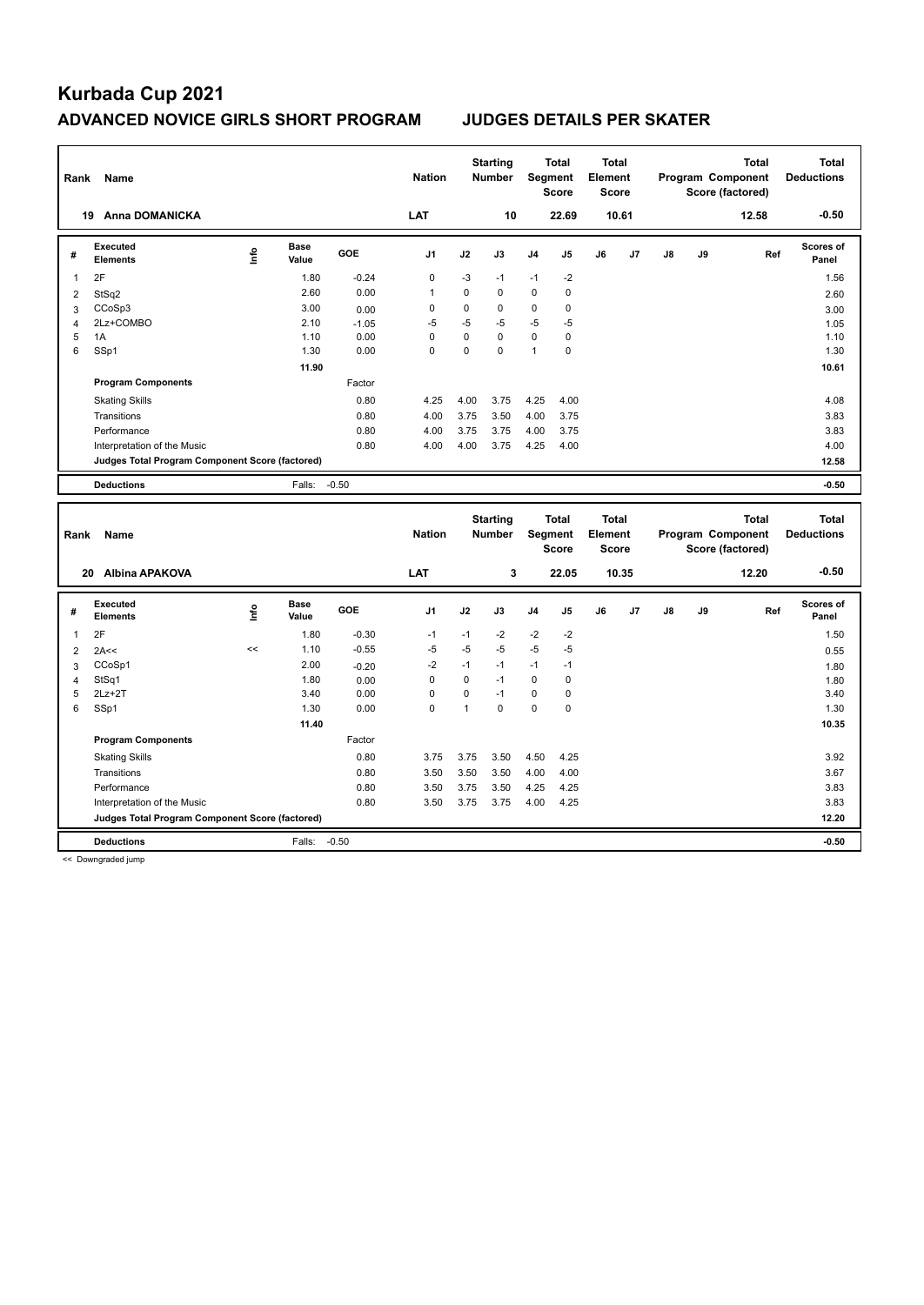# Kurbada Cup 2021

## ADVANCED NOVICE GIRLS SHORT PROGRAM JUDGES DETAILS PER SKATER

| Rank | Name | Nation | Starting Number | Total Segment Score | Total Element Score | Total Program Component Score (factored) | Total Deductions |
|---|---|---|---|---|---|---|---|
| 19 | Anna DOMANICKA | LAT | 10 | 22.69 | 10.61 | 12.58 | -0.50 |

| # | Executed Elements | Info | Base Value | GOE | J1 | J2 | J3 | J4 | J5 | J6 | J7 | J8 | J9 | Ref | Scores of Panel |
|---|---|---|---|---|---|---|---|---|---|---|---|---|---|---|---|
| 1 | 2F | | 1.80 | -0.24 | 0 | -3 | -1 | -1 | -2 | | | | | | 1.56 |
| 2 | StSq2 | | 2.60 | 0.00 | 1 | 0 | 0 | 0 | 0 | | | | | | 2.60 |
| 3 | CCoSp3 | | 3.00 | 0.00 | 0 | 0 | 0 | 0 | 0 | | | | | | 3.00 |
| 4 | 2Lz+COMBO | | 2.10 | -1.05 | -5 | -5 | -5 | -5 | -5 | | | | | | 1.05 |
| 5 | 1A | | 1.10 | 0.00 | 0 | 0 | 0 | 0 | 0 | | | | | | 1.10 |
| 6 | SSp1 | | 1.30 | 0.00 | 0 | 0 | 0 | 1 | 0 | | | | | | 1.30 |
| | | | 11.90 | | | | | | | | | | | | 10.61 |
| | **Program Components** | | | Factor | | | | | | | | | | | |
| | Skating Skills | | | 0.80 | 4.25 | 4.00 | 3.75 | 4.25 | 4.00 | | | | | | 4.08 |
| | Transitions | | | 0.80 | 4.00 | 3.75 | 3.50 | 4.00 | 3.75 | | | | | | 3.83 |
| | Performance | | | 0.80 | 4.00 | 3.75 | 3.75 | 4.00 | 3.75 | | | | | | 3.83 |
| | Interpretation of the Music | | | 0.80 | 4.00 | 4.00 | 3.75 | 4.25 | 4.00 | | | | | | 4.00 |
| | **Judges Total Program Component Score (factored)** | | | | | | | | | | | | | | 12.58 |
| | **Deductions** | | Falls: | -0.50 | | | | | | | | | | | -0.50 |

| Rank | Name | Nation | Starting Number | Total Segment Score | Total Element Score | Total Program Component Score (factored) | Total Deductions |
|---|---|---|---|---|---|---|---|
| 20 | Albina APAKOVA | LAT | 3 | 22.05 | 10.35 | 12.20 | -0.50 |

| # | Executed Elements | Info | Base Value | GOE | J1 | J2 | J3 | J4 | J5 | J6 | J7 | J8 | J9 | Ref | Scores of Panel |
|---|---|---|---|---|---|---|---|---|---|---|---|---|---|---|---|
| 1 | 2F | | 1.80 | -0.30 | -1 | -1 | -2 | -2 | -2 | | | | | | 1.50 |
| 2 | 2A<< | << | 1.10 | -0.55 | -5 | -5 | -5 | -5 | -5 | | | | | | 0.55 |
| 3 | CCoSp1 | | 2.00 | -0.20 | -2 | -1 | -1 | -1 | -1 | | | | | | 1.80 |
| 4 | StSq1 | | 1.80 | 0.00 | 0 | 0 | -1 | 0 | 0 | | | | | | 1.80 |
| 5 | 2Lz+2T | | 3.40 | 0.00 | 0 | 0 | -1 | 0 | 0 | | | | | | 3.40 |
| 6 | SSp1 | | 1.30 | 0.00 | 0 | 1 | 0 | 0 | 0 | | | | | | 1.30 |
| | | | 11.40 | | | | | | | | | | | | 10.35 |
| | **Program Components** | | | Factor | | | | | | | | | | | |
| | Skating Skills | | | 0.80 | 3.75 | 3.75 | 3.50 | 4.50 | 4.25 | | | | | | 3.92 |
| | Transitions | | | 0.80 | 3.50 | 3.50 | 3.50 | 4.00 | 4.00 | | | | | | 3.67 |
| | Performance | | | 0.80 | 3.50 | 3.75 | 3.50 | 4.25 | 4.25 | | | | | | 3.83 |
| | Interpretation of the Music | | | 0.80 | 3.50 | 3.75 | 3.75 | 4.00 | 4.25 | | | | | | 3.83 |
| | **Judges Total Program Component Score (factored)** | | | | | | | | | | | | | | 12.20 |
| | **Deductions** | | Falls: | -0.50 | | | | | | | | | | | -0.50 |

<< Downgraded jump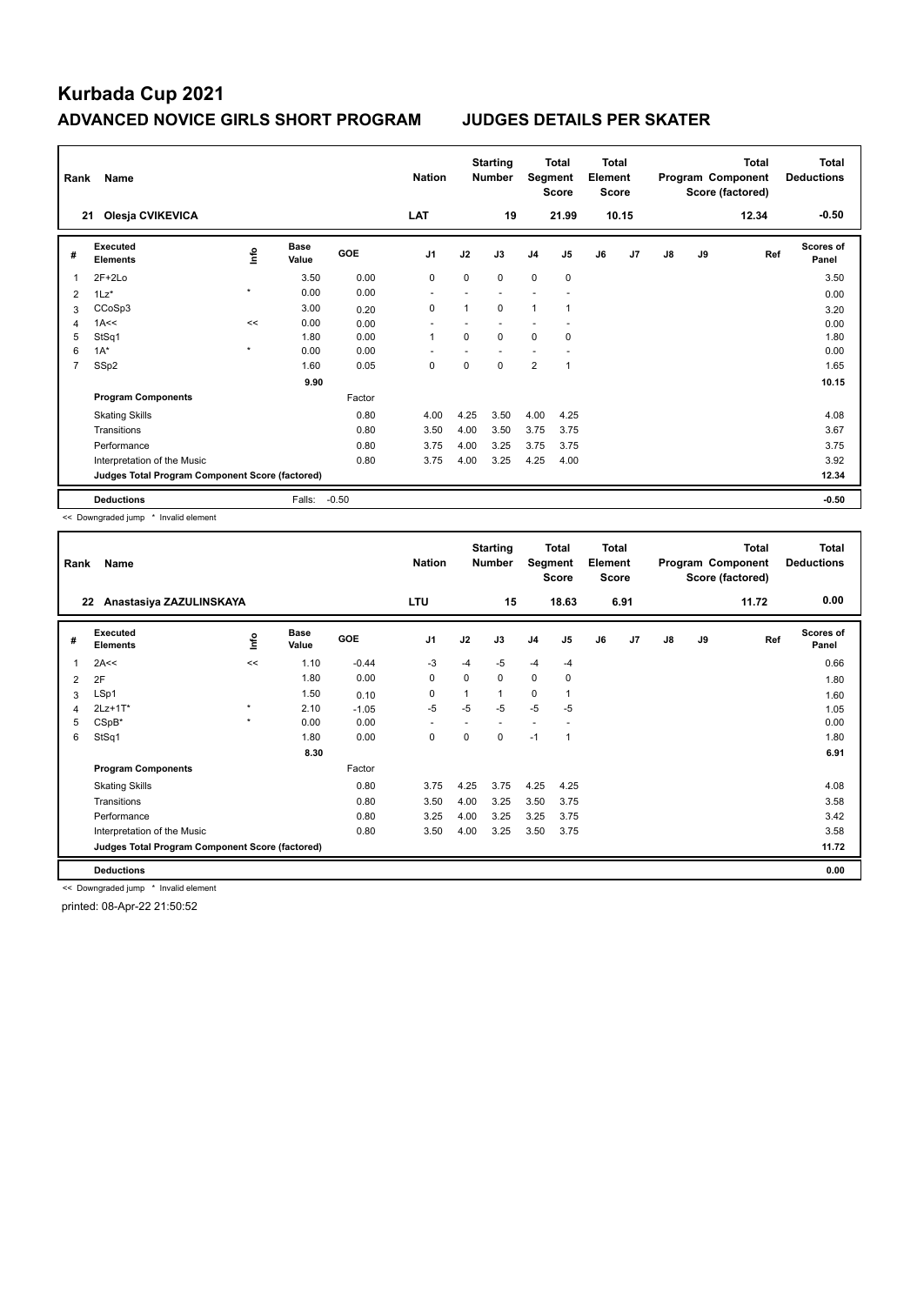# Kurbada Cup 2021

## ADVANCED NOVICE GIRLS SHORT PROGRAM JUDGES DETAILS PER SKATER

| Rank | Name | Nation | Starting Number | Total Segment Score | Total Element Score | Total Program Component Score (factored) | Total Deductions |
|---|---|---|---|---|---|---|---|
| 21 | Olesja CVIKEVICA | LAT | 19 | 21.99 | 10.15 | 12.34 | -0.50 |

| # | Executed Elements | Info | Base Value | GOE | J1 | J2 | J3 | J4 | J5 | J6 | J7 | J8 | J9 | Ref | Scores of Panel |
|---|---|---|---|---|---|---|---|---|---|---|---|---|---|---|---|
| 1 | 2F+2Lo | | 3.50 | 0.00 | 0 | 0 | 0 | 0 | 0 | | | | | | 3.50 |
| 2 | 1Lz* | * | 0.00 | 0.00 | - | - | - | - | - | | | | | | 0.00 |
| 3 | CCoSp3 | | 3.00 | 0.20 | 0 | 1 | 0 | 1 | 1 | | | | | | 3.20 |
| 4 | 1A<< | << | 0.00 | 0.00 | - | - | - | - | - | | | | | | 0.00 |
| 5 | StSq1 | | 1.80 | 0.00 | 1 | 0 | 0 | 0 | 0 | | | | | | 1.80 |
| 6 | 1A* | * | 0.00 | 0.00 | - | - | - | - | - | | | | | | 0.00 |
| 7 | SSp2 | | 1.60 | 0.05 | 0 | 0 | 0 | 2 | 1 | | | | | | 1.65 |
| | | | 9.90 | | | | | | | | | | | | 10.15 |
| | **Program Components** | | | Factor | | | | | | | | | | | |
| | Skating Skills | | | 0.80 | 4.00 | 4.25 | 3.50 | 4.00 | 4.25 | | | | | | 4.08 |
| | Transitions | | | 0.80 | 3.50 | 4.00 | 3.50 | 3.75 | 3.75 | | | | | | 3.67 |
| | Performance | | | 0.80 | 3.75 | 4.00 | 3.25 | 3.75 | 3.75 | | | | | | 3.75 |
| | Interpretation of the Music | | | 0.80 | 3.75 | 4.00 | 3.25 | 4.25 | 4.00 | | | | | | 3.92 |
| | **Judges Total Program Component Score (factored)** | | | | | | | | | | | | | | 12.34 |
| | **Deductions** | | Falls: | -0.50 | | | | | | | | | | | -0.50 |

<< Downgraded jump * Invalid element

| Rank | Name | Nation | Starting Number | Total Segment Score | Total Element Score | Total Program Component Score (factored) | Total Deductions |
|---|---|---|---|---|---|---|---|
| 22 | Anastasiya ZAZULINSKAYA | LTU | 15 | 18.63 | 6.91 | 11.72 | 0.00 |

| # | Executed Elements | Info | Base Value | GOE | J1 | J2 | J3 | J4 | J5 | J6 | J7 | J8 | J9 | Ref | Scores of Panel |
|---|---|---|---|---|---|---|---|---|---|---|---|---|---|---|---|
| 1 | 2A<< | << | 1.10 | -0.44 | -3 | -4 | -5 | -4 | -4 | | | | | | 0.66 |
| 2 | 2F | | 1.80 | 0.00 | 0 | 0 | 0 | 0 | 0 | | | | | | 1.80 |
| 3 | LSp1 | | 1.50 | 0.10 | 0 | 1 | 1 | 0 | 1 | | | | | | 1.60 |
| 4 | 2Lz+1T* | * | 2.10 | -1.05 | -5 | -5 | -5 | -5 | -5 | | | | | | 1.05 |
| 5 | CSpB* | * | 0.00 | 0.00 | - | - | - | - | - | | | | | | 0.00 |
| 6 | StSq1 | | 1.80 | 0.00 | 0 | 0 | 0 | -1 | 1 | | | | | | 1.80 |
| | | | 8.30 | | | | | | | | | | | | 6.91 |
| | **Program Components** | | | Factor | | | | | | | | | | | |
| | Skating Skills | | | 0.80 | 3.75 | 4.25 | 3.75 | 4.25 | 4.25 | | | | | | 4.08 |
| | Transitions | | | 0.80 | 3.50 | 4.00 | 3.25 | 3.50 | 3.75 | | | | | | 3.58 |
| | Performance | | | 0.80 | 3.25 | 4.00 | 3.25 | 3.25 | 3.75 | | | | | | 3.42 |
| | Interpretation of the Music | | | 0.80 | 3.50 | 4.00 | 3.25 | 3.50 | 3.75 | | | | | | 3.58 |
| | **Judges Total Program Component Score (factored)** | | | | | | | | | | | | | | 11.72 |
| | **Deductions** | | | | | | | | | | | | | | 0.00 |

<< Downgraded jump * Invalid element

printed: 08-Apr-22 21:50:52